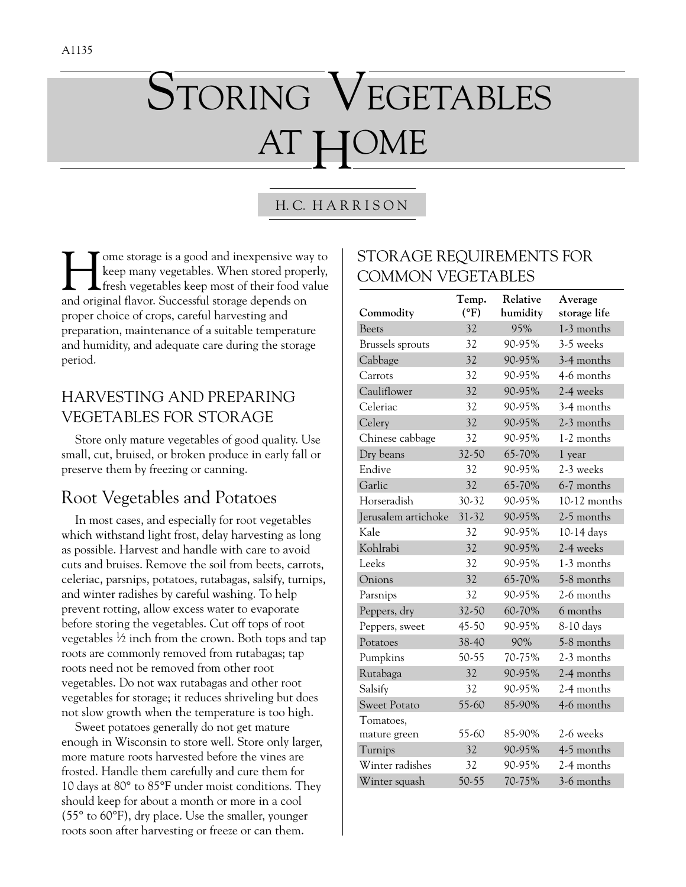A1135

# STORING VEGETABLES AT HOME

H.C. HARRISON

Home storage is a good and inexpensive way to keep many vegetables. When stored properly, fresh vegetables keep most of their food value and original flavor. Successful storage depends on proper choice of crops, careful harvesting and preparation, maintenance of a suitable temperature and humidity, and adequate care during the storage period.

## HARVESTING AND PREPARING VEGETABLES FOR STORAGE

Store only mature vegetables of good quality. Use small, cut, bruised, or broken produce in early fall or preserve them by freezing or canning.

### Root Vegetables and Potatoes

In most cases, and especially for root vegetables which withstand light frost, delay harvesting as long as possible. Harvest and handle with care to avoid cuts and bruises. Remove the soil from beets, carrots, celeriac, parsnips, potatoes, rutabagas, salsify, turnips, and winter radishes by careful washing. To help prevent rotting, allow excess water to evaporate before storing the vegetables. Cut off tops of root vegetables ½ inch from the crown. Both tops and tap roots are commonly removed from rutabagas; tap roots need not be removed from other root vegetables. Do not wax rutabagas and other root vegetables for storage; it reduces shriveling but does not slow growth when the temperature is too high.

Sweet potatoes generally do not get mature enough in Wisconsin to store well. Store only larger, more mature roots harvested before the vines are frosted. Handle them carefully and cure them for 10 days at 80° to 85°F under moist conditions. They should keep for about a month or more in a cool (55° to 60°F), dry place. Use the smaller, younger roots soon after harvesting or freeze or can them.

## STORAGE REQUIREMENTS FOR COMMON VEGETABLES

| Commodity | Temp. (°F) | Relative humidity | Average storage life |
|---|---|---|---|
| Beets | 32 | 95% | 1-3 months |
| Brussels sprouts | 32 | 90-95% | 3-5 weeks |
| Cabbage | 32 | 90-95% | 3-4 months |
| Carrots | 32 | 90-95% | 4-6 months |
| Cauliflower | 32 | 90-95% | 2-4 weeks |
| Celeriac | 32 | 90-95% | 3-4 months |
| Celery | 32 | 90-95% | 2-3 months |
| Chinese cabbage | 32 | 90-95% | 1-2 months |
| Dry beans | 32-50 | 65-70% | 1 year |
| Endive | 32 | 90-95% | 2-3 weeks |
| Garlic | 32 | 65-70% | 6-7 months |
| Horseradish | 30-32 | 90-95% | 10-12 months |
| Jerusalem artichoke | 31-32 | 90-95% | 2-5 months |
| Kale | 32 | 90-95% | 10-14 days |
| Kohlrabi | 32 | 90-95% | 2-4 weeks |
| Leeks | 32 | 90-95% | 1-3 months |
| Onions | 32 | 65-70% | 5-8 months |
| Parsnips | 32 | 90-95% | 2-6 months |
| Peppers, dry | 32-50 | 60-70% | 6 months |
| Peppers, sweet | 45-50 | 90-95% | 8-10 days |
| Potatoes | 38-40 | 90% | 5-8 months |
| Pumpkins | 50-55 | 70-75% | 2-3 months |
| Rutabaga | 32 | 90-95% | 2-4 months |
| Salsify | 32 | 90-95% | 2-4 months |
| Sweet Potato | 55-60 | 85-90% | 4-6 months |
| Tomatoes, mature green | 55-60 | 85-90% | 2-6 weeks |
| Turnips | 32 | 90-95% | 4-5 months |
| Winter radishes | 32 | 90-95% | 2-4 months |
| Winter squash | 50-55 | 70-75% | 3-6 months |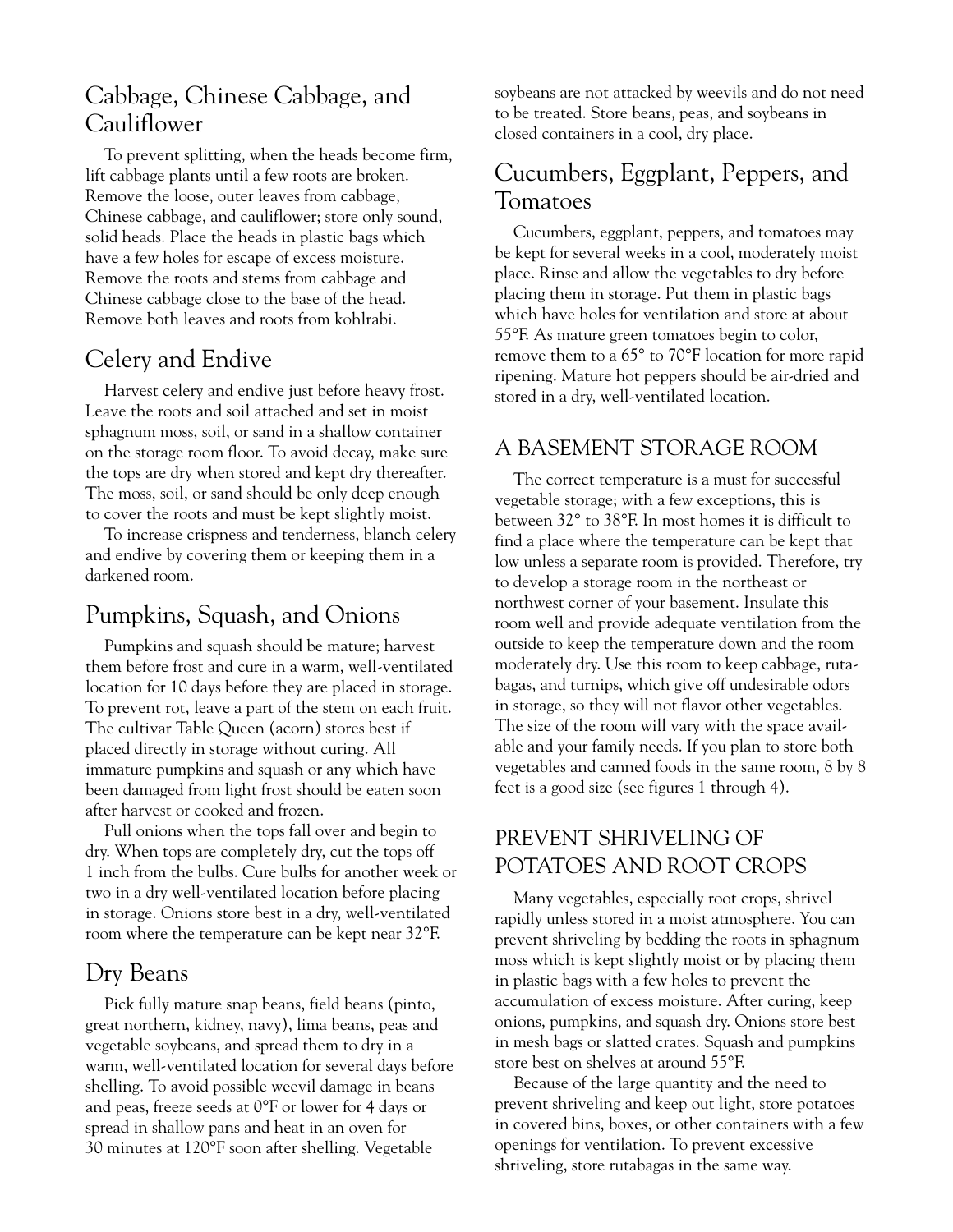## Cabbage, Chinese Cabbage, and Cauliflower

To prevent splitting, when the heads become firm, lift cabbage plants until a few roots are broken. Remove the loose, outer leaves from cabbage, Chinese cabbage, and cauliflower; store only sound, solid heads. Place the heads in plastic bags which have a few holes for escape of excess moisture. Remove the roots and stems from cabbage and Chinese cabbage close to the base of the head. Remove both leaves and roots from kohlrabi.

## Celery and Endive

Harvest celery and endive just before heavy frost. Leave the roots and soil attached and set in moist sphagnum moss, soil, or sand in a shallow container on the storage room floor. To avoid decay, make sure the tops are dry when stored and kept dry thereafter. The moss, soil, or sand should be only deep enough to cover the roots and must be kept slightly moist.

To increase crispness and tenderness, blanch celery and endive by covering them or keeping them in a darkened room.

## Pumpkins, Squash, and Onions

Pumpkins and squash should be mature; harvest them before frost and cure in a warm, well-ventilated location for 10 days before they are placed in storage. To prevent rot, leave a part of the stem on each fruit. The cultivar Table Queen (acorn) stores best if placed directly in storage without curing. All immature pumpkins and squash or any which have been damaged from light frost should be eaten soon after harvest or cooked and frozen.

Pull onions when the tops fall over and begin to dry. When tops are completely dry, cut the tops off 1 inch from the bulbs. Cure bulbs for another week or two in a dry well-ventilated location before placing in storage. Onions store best in a dry, well-ventilated room where the temperature can be kept near 32°F.

## Dry Beans

Pick fully mature snap beans, field beans (pinto, great northern, kidney, navy), lima beans, peas and vegetable soybeans, and spread them to dry in a warm, well-ventilated location for several days before shelling. To avoid possible weevil damage in beans and peas, freeze seeds at 0°F or lower for 4 days or spread in shallow pans and heat in an oven for 30 minutes at 120°F soon after shelling. Vegetable soybeans are not attacked by weevils and do not need to be treated. Store beans, peas, and soybeans in closed containers in a cool, dry place.

## Cucumbers, Eggplant, Peppers, and Tomatoes

Cucumbers, eggplant, peppers, and tomatoes may be kept for several weeks in a cool, moderately moist place. Rinse and allow the vegetables to dry before placing them in storage. Put them in plastic bags which have holes for ventilation and store at about 55°F. As mature green tomatoes begin to color, remove them to a 65° to 70°F location for more rapid ripening. Mature hot peppers should be air-dried and stored in a dry, well-ventilated location.

## A BASEMENT STORAGE ROOM

The correct temperature is a must for successful vegetable storage; with a few exceptions, this is between 32° to 38°F. In most homes it is difficult to find a place where the temperature can be kept that low unless a separate room is provided. Therefore, try to develop a storage room in the northeast or northwest corner of your basement. Insulate this room well and provide adequate ventilation from the outside to keep the temperature down and the room moderately dry. Use this room to keep cabbage, rutabagas, and turnips, which give off undesirable odors in storage, so they will not flavor other vegetables. The size of the room will vary with the space available and your family needs. If you plan to store both vegetables and canned foods in the same room, 8 by 8 feet is a good size (see figures 1 through 4).

## PREVENT SHRIVELING OF POTATOES AND ROOT CROPS

Many vegetables, especially root crops, shrivel rapidly unless stored in a moist atmosphere. You can prevent shriveling by bedding the roots in sphagnum moss which is kept slightly moist or by placing them in plastic bags with a few holes to prevent the accumulation of excess moisture. After curing, keep onions, pumpkins, and squash dry. Onions store best in mesh bags or slatted crates. Squash and pumpkins store best on shelves at around 55°F.

Because of the large quantity and the need to prevent shriveling and keep out light, store potatoes in covered bins, boxes, or other containers with a few openings for ventilation. To prevent excessive shriveling, store rutabagas in the same way.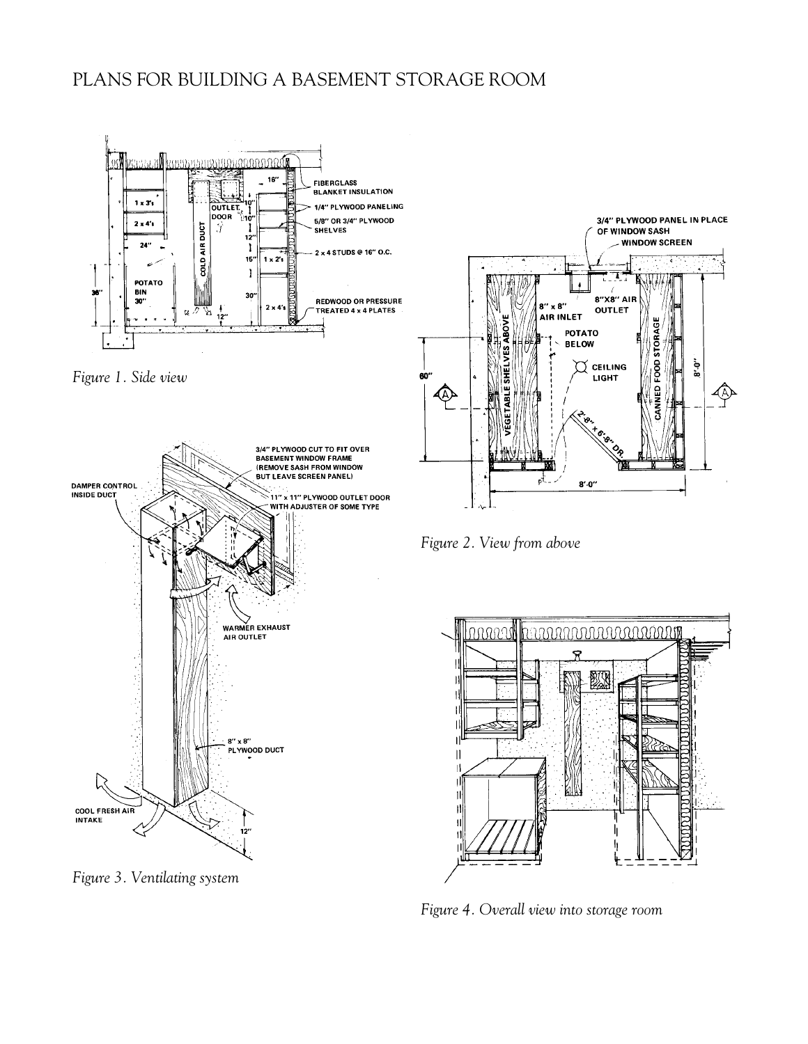# PLANS FOR BUILDING A BASEMENT STORAGE ROOM

*Figure 1. Side view*

*Figure 2. View from above*

*Figure 3. Ventilating system*

*Figure 4. Overall view into storage room*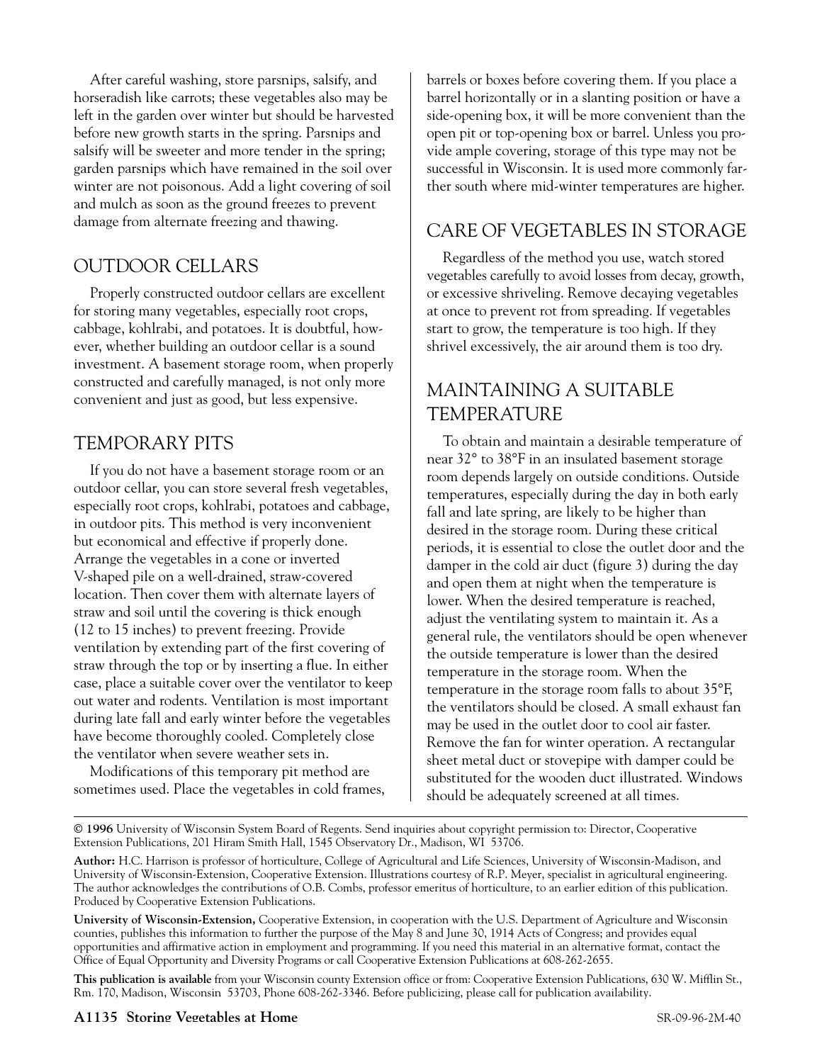After careful washing, store parsnips, salsify, and horseradish like carrots; these vegetables also may be left in the garden over winter but should be harvested before new growth starts in the spring. Parsnips and salsify will be sweeter and more tender in the spring; garden parsnips which have remained in the soil over winter are not poisonous. Add a light covering of soil and mulch as soon as the ground freezes to prevent damage from alternate freezing and thawing.

## OUTDOOR CELLARS

Properly constructed outdoor cellars are excellent for storing many vegetables, especially root crops, cabbage, kohlrabi, and potatoes. It is doubtful, however, whether building an outdoor cellar is a sound investment. A basement storage room, when properly constructed and carefully managed, is not only more convenient and just as good, but less expensive.

## TEMPORARY PITS

If you do not have a basement storage room or an outdoor cellar, you can store several fresh vegetables, especially root crops, kohlrabi, potatoes and cabbage, in outdoor pits. This method is very inconvenient but economical and effective if properly done. Arrange the vegetables in a cone or inverted V-shaped pile on a well-drained, straw-covered location. Then cover them with alternate layers of straw and soil until the covering is thick enough (12 to 15 inches) to prevent freezing. Provide ventilation by extending part of the first covering of straw through the top or by inserting a flue. In either case, place a suitable cover over the ventilator to keep out water and rodents. Ventilation is most important during late fall and early winter before the vegetables have become thoroughly cooled. Completely close the ventilator when severe weather sets in.

Modifications of this temporary pit method are sometimes used. Place the vegetables in cold frames, barrels or boxes before covering them. If you place a barrel horizontally or in a slanting position or have a side-opening box, it will be more convenient than the open pit or top-opening box or barrel. Unless you provide ample covering, storage of this type may not be successful in Wisconsin. It is used more commonly farther south where mid-winter temperatures are higher.

## CARE OF VEGETABLES IN STORAGE

Regardless of the method you use, watch stored vegetables carefully to avoid losses from decay, growth, or excessive shriveling. Remove decaying vegetables at once to prevent rot from spreading. If vegetables start to grow, the temperature is too high. If they shrivel excessively, the air around them is too dry.

## MAINTAINING A SUITABLE TEMPERATURE

To obtain and maintain a desirable temperature of near 32° to 38°F in an insulated basement storage room depends largely on outside conditions. Outside temperatures, especially during the day in both early fall and late spring, are likely to be higher than desired in the storage room. During these critical periods, it is essential to close the outlet door and the damper in the cold air duct (figure 3) during the day and open them at night when the temperature is lower. When the desired temperature is reached, adjust the ventilating system to maintain it. As a general rule, the ventilators should be open whenever the outside temperature is lower than the desired temperature in the storage room. When the temperature in the storage room falls to about 35°F, the ventilators should be closed. A small exhaust fan may be used in the outlet door to cool air faster. Remove the fan for winter operation. A rectangular sheet metal duct or stovepipe with damper could be substituted for the wooden duct illustrated. Windows should be adequately screened at all times.

---

**© 1996** University of Wisconsin System Board of Regents. Send inquiries about copyright permission to: Director, Cooperative Extension Publications, 201 Hiram Smith Hall, 1545 Observatory Dr., Madison, WI 53706.

**Author:** H.C. Harrison is professor of horticulture, College of Agricultural and Life Sciences, University of Wisconsin-Madison, and University of Wisconsin-Extension, Cooperative Extension. Illustrations courtesy of R.P. Meyer, specialist in agricultural engineering. The author acknowledges the contributions of O.B. Combs, professor emeritus of horticulture, to an earlier edition of this publication. Produced by Cooperative Extension Publications.

**University of Wisconsin-Extension,** Cooperative Extension, in cooperation with the U.S. Department of Agriculture and Wisconsin counties, publishes this information to further the purpose of the May 8 and June 30, 1914 Acts of Congress; and provides equal opportunities and affirmative action in employment and programming. If you need this material in an alternative format, contact the Office of Equal Opportunity and Diversity Programs or call Cooperative Extension Publications at 608-262-2655.

**This publication is available** from your Wisconsin county Extension office or from: Cooperative Extension Publications, 630 W. Mifflin St., Rm. 170, Madison, Wisconsin 53703, Phone 608-262-3346. Before publicizing, please call for publication availability.

**A1135 Storing Vegetables at Home** SR-09-96-2M-40